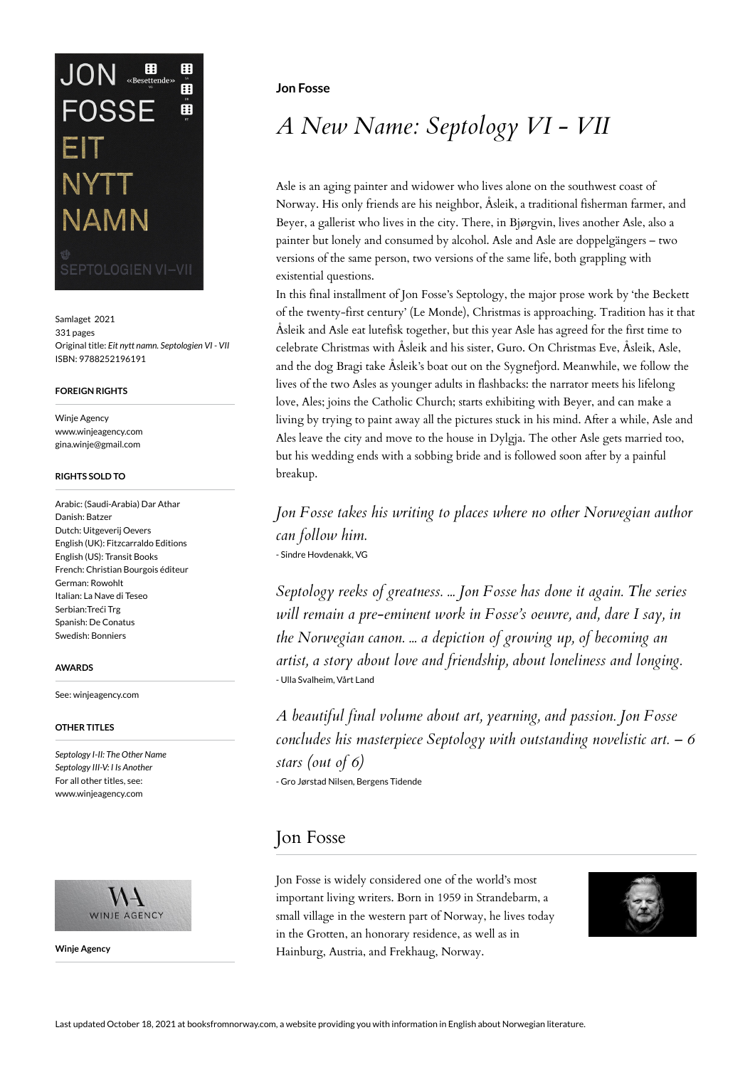**Jon Fosse**

# *A New Name: Septology VI - VII*

Asle is an aging painter and widower who lives alone on the southwest coast of Norway. His only friends are his neighbor, Åsleik, a traditional fisherman farmer, and Beyer, a gallerist who lives in the city. There, in Bjørgvin, lives another Asle, also a painter but lonely and consumed by alcohol. Asle and Asle are doppelgängers – two versions of the same person, two versions of the same life, both grappling with existential questions.

In this final installment of Jon Fosse's Septology, the major prose work by 'the Beckett of the twenty-first century' (Le Monde), Christmas is approaching. Tradition has it that Åsleik and Asle eat lutefisk together, but this year Asle has agreed for the first time to celebrate Christmas with Åsleik and his sister, Guro. On Christmas Eve, Åsleik, Asle, and the dog Bragi take Åsleik's boat out on the Sygnefjord. Meanwhile, we follow the lives of the two Asles as younger adults in flashbacks: the narrator meets his lifelong love, Ales; joins the Catholic Church; starts exhibiting with Beyer, and can make a living by trying to paint away all the pictures stuck in his mind. After a while, Asle and Ales leave the city and move to the house in Dylgja. The other Asle gets married too, but his wedding ends with a sobbing bride and is followed soon after by a painful breakup.

*Jon Fosse takes his writing to places where no other Norwegian author can follow him.*
- Sindre Hovdenakk, VG

*Septology reeks of greatness. ... Jon Fosse has done it again. The series will remain a pre-eminent work in Fosse's oeuvre, and, dare I say, in the Norwegian canon. ... a depiction of growing up, of becoming an artist, a story about love and friendship, about loneliness and longing.*
- Ulla Svalheim, Vårt Land

*A beautiful final volume about art, yearning, and passion. Jon Fosse concludes his masterpiece Septology with outstanding novelistic art. – 6 stars (out of 6)*
- Gro Jørstad Nilsen, Bergens Tidende

## Jon Fosse

Jon Fosse is widely considered one of the world's most important living writers. Born in 1959 in Strandebarm, a small village in the western part of Norway, he lives today in the Grotten, an honorary residence, as well as in Hainburg, Austria, and Frekhaug, Norway.

---

Samlaget 2021
331 pages
Original title: *Eit nytt namn. Septologien VI - VII*
ISBN: 9788252196191

### FOREIGN RIGHTS

Winje Agency
www.winjeagency.com
gina.winje@gmail.com

### RIGHTS SOLD TO

Arabic: (Saudi-Arabia) Dar Athar
Danish: Batzer
Dutch: Uitgeverij Oevers
English (UK): Fitzcarraldo Editions
English (US): Transit Books
French: Christian Bourgois éditeur
German: Rowohlt
Italian: La Nave di Teseo
Serbian:Treći Trg
Spanish: De Conatus
Swedish: Bonniers

### AWARDS

See: winjeagency.com

### OTHER TITLES

*Septology I-II: The Other Name*
*Septology III-V: I Is Another*
For all other titles, see:
www.winjeagency.com

**Winje Agency**

Last updated October 18, 2021 at booksfromnorway.com, a website providing you with information in English about Norwegian literature.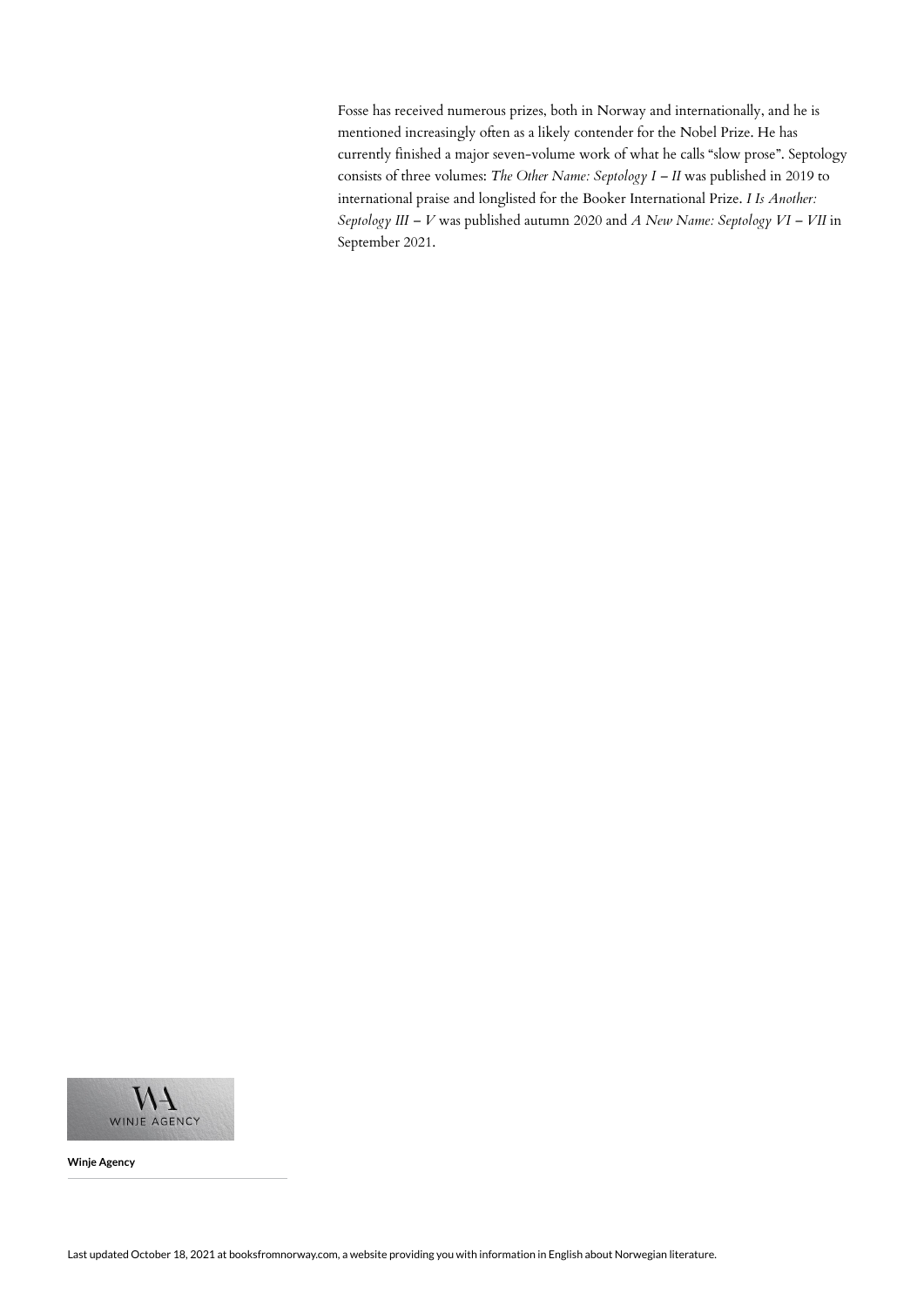Fosse has received numerous prizes, both in Norway and internationally, and he is mentioned increasingly often as a likely contender for the Nobel Prize. He has currently finished a major seven-volume work of what he calls "slow prose". Septology consists of three volumes: *The Other Name: Septology I – II* was published in 2019 to international praise and longlisted for the Booker International Prize. *I Is Another: Septology III – V* was published autumn 2020 and *A New Name: Septology VI – VII* in September 2021.

**Winje Agency**

Last updated October 18, 2021 at booksfromnorway.com, a website providing you with information in English about Norwegian literature.